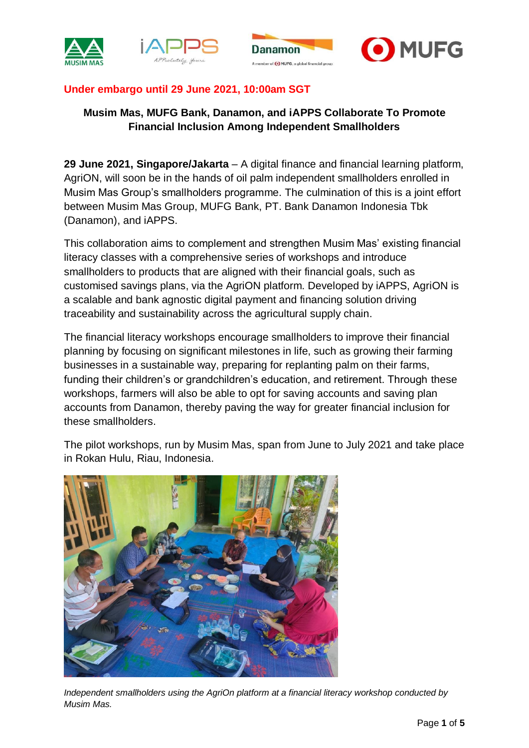**Under embargo until 29 June 2021, 10:00am SGT**

# Musim Mas, MUFG Bank, Danamon, and iAPPS Collaborate To Promote Financial Inclusion Among Independent Smallholders

**29 June 2021, Singapore/Jakarta** – A digital finance and financial learning platform, AgriON, will soon be in the hands of oil palm independent smallholders enrolled in Musim Mas Group's smallholders programme. The culmination of this is a joint effort between Musim Mas Group, MUFG Bank, PT. Bank Danamon Indonesia Tbk (Danamon), and iAPPS.

This collaboration aims to complement and strengthen Musim Mas' existing financial literacy classes with a comprehensive series of workshops and introduce smallholders to products that are aligned with their financial goals, such as customised savings plans, via the AgriON platform. Developed by iAPPS, AgriON is a scalable and bank agnostic digital payment and financing solution driving traceability and sustainability across the agricultural supply chain.

The financial literacy workshops encourage smallholders to improve their financial planning by focusing on significant milestones in life, such as growing their farming businesses in a sustainable way, preparing for replanting palm on their farms, funding their children's or grandchildren's education, and retirement. Through these workshops, farmers will also be able to opt for saving accounts and saving plan accounts from Danamon, thereby paving the way for greater financial inclusion for these smallholders.

The pilot workshops, run by Musim Mas, span from June to July 2021 and take place in Rokan Hulu, Riau, Indonesia.

*Independent smallholders using the AgriOn platform at a financial literacy workshop conducted by Musim Mas.*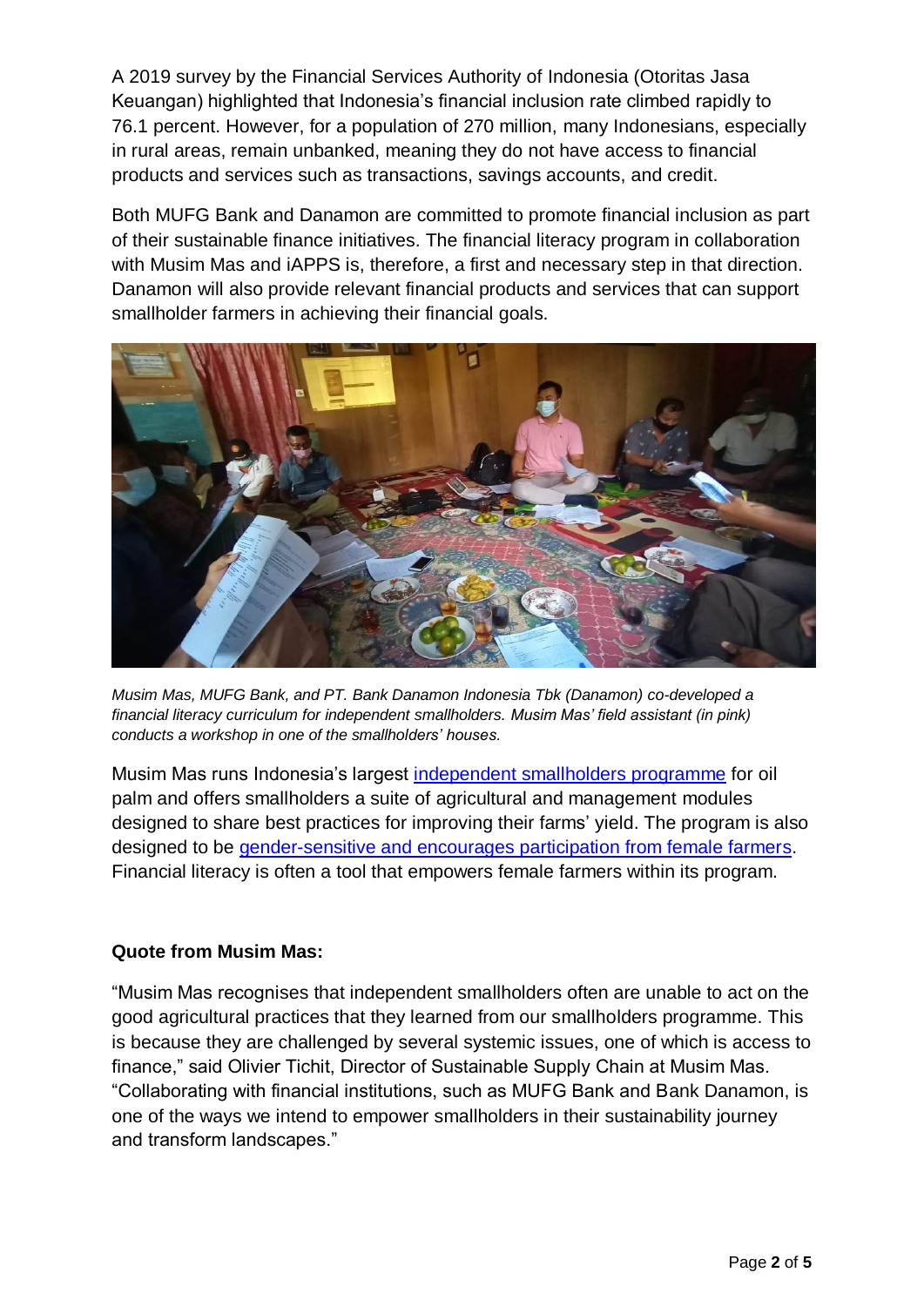A 2019 survey by the Financial Services Authority of Indonesia (Otoritas Jasa Keuangan) highlighted that Indonesia's financial inclusion rate climbed rapidly to 76.1 percent. However, for a population of 270 million, many Indonesians, especially in rural areas, remain unbanked, meaning they do not have access to financial products and services such as transactions, savings accounts, and credit.

Both MUFG Bank and Danamon are committed to promote financial inclusion as part of their sustainable finance initiatives. The financial literacy program in collaboration with Musim Mas and iAPPS is, therefore, a first and necessary step in that direction. Danamon will also provide relevant financial products and services that can support smallholder farmers in achieving their financial goals.

*Musim Mas, MUFG Bank, and PT. Bank Danamon Indonesia Tbk (Danamon) co-developed a financial literacy curriculum for independent smallholders. Musim Mas' field assistant (in pink) conducts a workshop in one of the smallholders' houses.*

Musim Mas runs Indonesia's largest independent smallholders programme for oil palm and offers smallholders a suite of agricultural and management modules designed to share best practices for improving their farms' yield. The program is also designed to be gender-sensitive and encourages participation from female farmers. Financial literacy is often a tool that empowers female farmers within its program.

**Quote from Musim Mas:**

"Musim Mas recognises that independent smallholders often are unable to act on the good agricultural practices that they learned from our smallholders programme. This is because they are challenged by several systemic issues, one of which is access to finance," said Olivier Tichit, Director of Sustainable Supply Chain at Musim Mas. "Collaborating with financial institutions, such as MUFG Bank and Bank Danamon, is one of the ways we intend to empower smallholders in their sustainability journey and transform landscapes."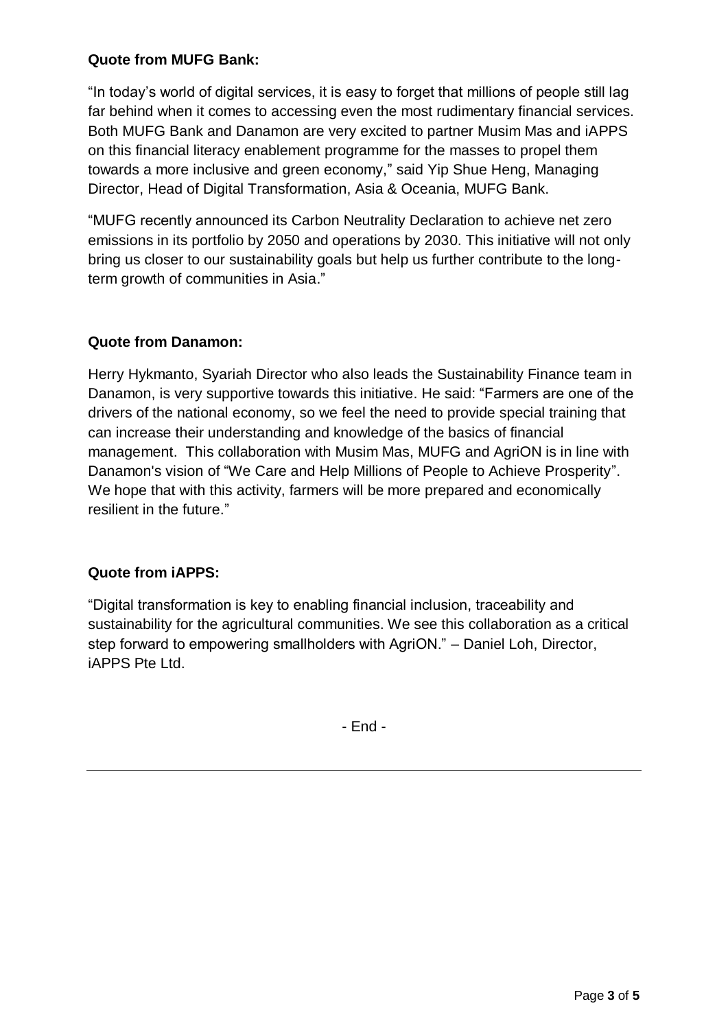**Quote from MUFG Bank:**

"In today's world of digital services, it is easy to forget that millions of people still lag far behind when it comes to accessing even the most rudimentary financial services. Both MUFG Bank and Danamon are very excited to partner Musim Mas and iAPPS on this financial literacy enablement programme for the masses to propel them towards a more inclusive and green economy," said Yip Shue Heng, Managing Director, Head of Digital Transformation, Asia & Oceania, MUFG Bank.

"MUFG recently announced its Carbon Neutrality Declaration to achieve net zero emissions in its portfolio by 2050 and operations by 2030. This initiative will not only bring us closer to our sustainability goals but help us further contribute to the long-term growth of communities in Asia."

**Quote from Danamon:**

Herry Hykmanto, Syariah Director who also leads the Sustainability Finance team in Danamon, is very supportive towards this initiative. He said: "Farmers are one of the drivers of the national economy, so we feel the need to provide special training that can increase their understanding and knowledge of the basics of financial management. This collaboration with Musim Mas, MUFG and AgriON is in line with Danamon's vision of "We Care and Help Millions of People to Achieve Prosperity". We hope that with this activity, farmers will be more prepared and economically resilient in the future."

**Quote from iAPPS:**

"Digital transformation is key to enabling financial inclusion, traceability and sustainability for the agricultural communities. We see this collaboration as a critical step forward to empowering smallholders with AgriON." – Daniel Loh, Director, iAPPS Pte Ltd.

- End -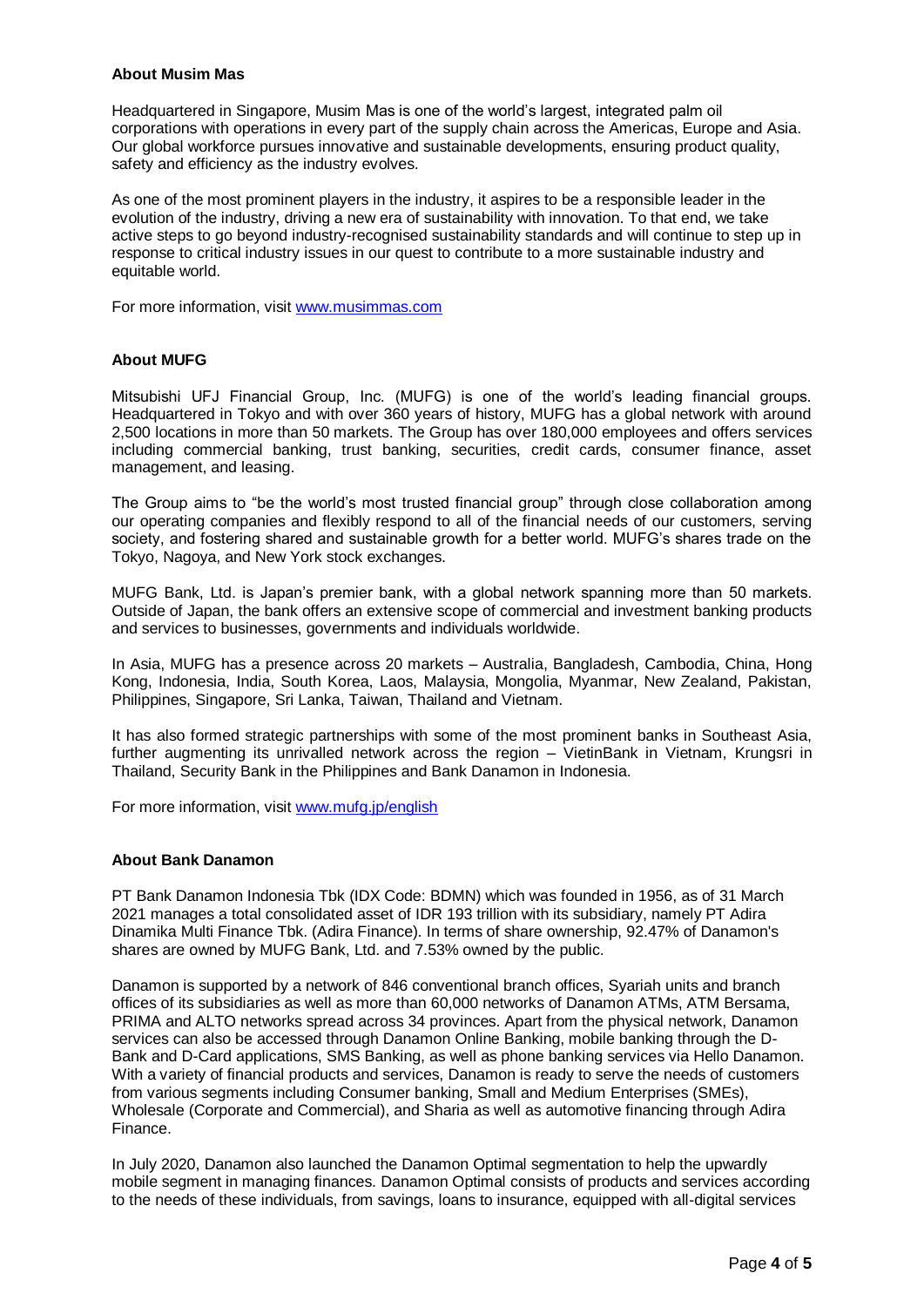**About Musim Mas**

Headquartered in Singapore, Musim Mas is one of the world's largest, integrated palm oil corporations with operations in every part of the supply chain across the Americas, Europe and Asia. Our global workforce pursues innovative and sustainable developments, ensuring product quality, safety and efficiency as the industry evolves.

As one of the most prominent players in the industry, it aspires to be a responsible leader in the evolution of the industry, driving a new era of sustainability with innovation. To that end, we take active steps to go beyond industry-recognised sustainability standards and will continue to step up in response to critical industry issues in our quest to contribute to a more sustainable industry and equitable world.

For more information, visit [www.musimmas.com](http://www.musimmas.com)

**About MUFG**

Mitsubishi UFJ Financial Group, Inc. (MUFG) is one of the world's leading financial groups. Headquartered in Tokyo and with over 360 years of history, MUFG has a global network with around 2,500 locations in more than 50 markets. The Group has over 180,000 employees and offers services including commercial banking, trust banking, securities, credit cards, consumer finance, asset management, and leasing.

The Group aims to "be the world's most trusted financial group" through close collaboration among our operating companies and flexibly respond to all of the financial needs of our customers, serving society, and fostering shared and sustainable growth for a better world. MUFG's shares trade on the Tokyo, Nagoya, and New York stock exchanges.

MUFG Bank, Ltd. is Japan's premier bank, with a global network spanning more than 50 markets. Outside of Japan, the bank offers an extensive scope of commercial and investment banking products and services to businesses, governments and individuals worldwide.

In Asia, MUFG has a presence across 20 markets – Australia, Bangladesh, Cambodia, China, Hong Kong, Indonesia, India, South Korea, Laos, Malaysia, Mongolia, Myanmar, New Zealand, Pakistan, Philippines, Singapore, Sri Lanka, Taiwan, Thailand and Vietnam.

It has also formed strategic partnerships with some of the most prominent banks in Southeast Asia, further augmenting its unrivalled network across the region – VietinBank in Vietnam, Krungsri in Thailand, Security Bank in the Philippines and Bank Danamon in Indonesia.

For more information, visit [www.mufg.jp/english](http://www.mufg.jp/english)

**About Bank Danamon**

PT Bank Danamon Indonesia Tbk (IDX Code: BDMN) which was founded in 1956, as of 31 March 2021 manages a total consolidated asset of IDR 193 trillion with its subsidiary, namely PT Adira Dinamika Multi Finance Tbk. (Adira Finance). In terms of share ownership, 92.47% of Danamon's shares are owned by MUFG Bank, Ltd. and 7.53% owned by the public.

Danamon is supported by a network of 846 conventional branch offices, Syariah units and branch offices of its subsidiaries as well as more than 60,000 networks of Danamon ATMs, ATM Bersama, PRIMA and ALTO networks spread across 34 provinces. Apart from the physical network, Danamon services can also be accessed through Danamon Online Banking, mobile banking through the D-Bank and D-Card applications, SMS Banking, as well as phone banking services via Hello Danamon. With a variety of financial products and services, Danamon is ready to serve the needs of customers from various segments including Consumer banking, Small and Medium Enterprises (SMEs), Wholesale (Corporate and Commercial), and Sharia as well as automotive financing through Adira Finance.

In July 2020, Danamon also launched the Danamon Optimal segmentation to help the upwardly mobile segment in managing finances. Danamon Optimal consists of products and services according to the needs of these individuals, from savings, loans to insurance, equipped with all-digital services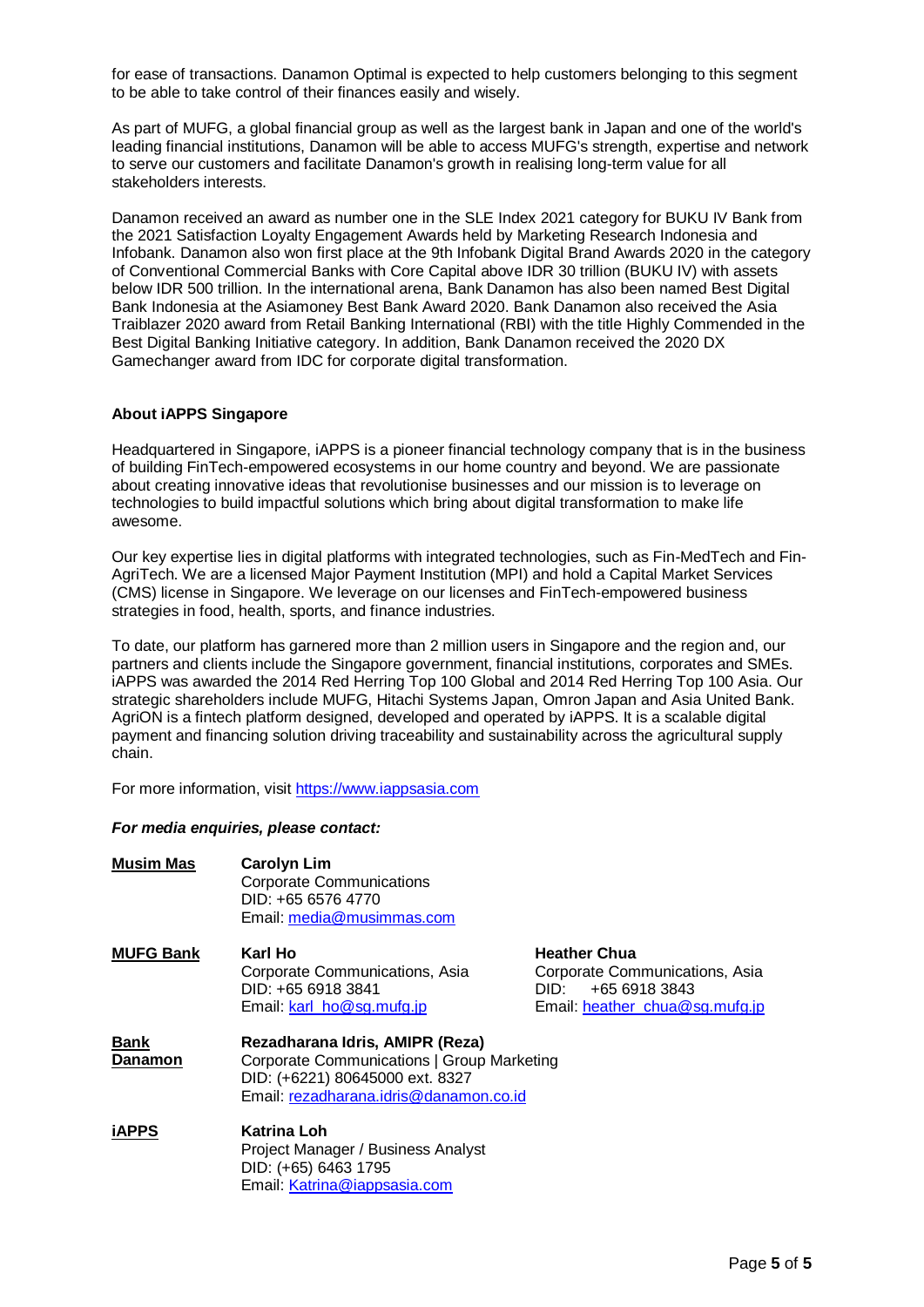for ease of transactions. Danamon Optimal is expected to help customers belonging to this segment to be able to take control of their finances easily and wisely.

As part of MUFG, a global financial group as well as the largest bank in Japan and one of the world's leading financial institutions, Danamon will be able to access MUFG's strength, expertise and network to serve our customers and facilitate Danamon's growth in realising long-term value for all stakeholders interests.

Danamon received an award as number one in the SLE Index 2021 category for BUKU IV Bank from the 2021 Satisfaction Loyalty Engagement Awards held by Marketing Research Indonesia and Infobank. Danamon also won first place at the 9th Infobank Digital Brand Awards 2020 in the category of Conventional Commercial Banks with Core Capital above IDR 30 trillion (BUKU IV) with assets below IDR 500 trillion. In the international arena, Bank Danamon has also been named Best Digital Bank Indonesia at the Asiamoney Best Bank Award 2020. Bank Danamon also received the Asia Traiblazer 2020 award from Retail Banking International (RBI) with the title Highly Commended in the Best Digital Banking Initiative category. In addition, Bank Danamon received the 2020 DX Gamechanger award from IDC for corporate digital transformation.

**About iAPPS Singapore**

Headquartered in Singapore, iAPPS is a pioneer financial technology company that is in the business of building FinTech-empowered ecosystems in our home country and beyond. We are passionate about creating innovative ideas that revolutionise businesses and our mission is to leverage on technologies to build impactful solutions which bring about digital transformation to make life awesome.

Our key expertise lies in digital platforms with integrated technologies, such as Fin-MedTech and Fin-AgriTech. We are a licensed Major Payment Institution (MPI) and hold a Capital Market Services (CMS) license in Singapore. We leverage on our licenses and FinTech-empowered business strategies in food, health, sports, and finance industries.

To date, our platform has garnered more than 2 million users in Singapore and the region and, our partners and clients include the Singapore government, financial institutions, corporates and SMEs. iAPPS was awarded the 2014 Red Herring Top 100 Global and 2014 Red Herring Top 100 Asia. Our strategic shareholders include MUFG, Hitachi Systems Japan, Omron Japan and Asia United Bank. AgriON is a fintech platform designed, developed and operated by iAPPS. It is a scalable digital payment and financing solution driving traceability and sustainability across the agricultural supply chain.

For more information, visit https://www.iappsasia.com

***For media enquiries, please contact:***

**Musim Mas**
**Carolyn Lim**
Corporate Communications
DID: +65 6576 4770
Email: media@musimmas.com

**MUFG Bank**
**Karl Ho**
Corporate Communications, Asia
DID: +65 6918 3841
Email: karl_ho@sg.mufg.jp

**Heather Chua**
Corporate Communications, Asia
DID: +65 6918 3843
Email: heather_chua@sg.mufg.jp

**Bank Danamon**
**Rezadharana Idris, AMIPR (Reza)**
Corporate Communications | Group Marketing
DID: (+6221) 80645000 ext. 8327
Email: rezadharana.idris@danamon.co.id

**iAPPS**
**Katrina Loh**
Project Manager / Business Analyst
DID: (+65) 6463 1795
Email: Katrina@iappsasia.com